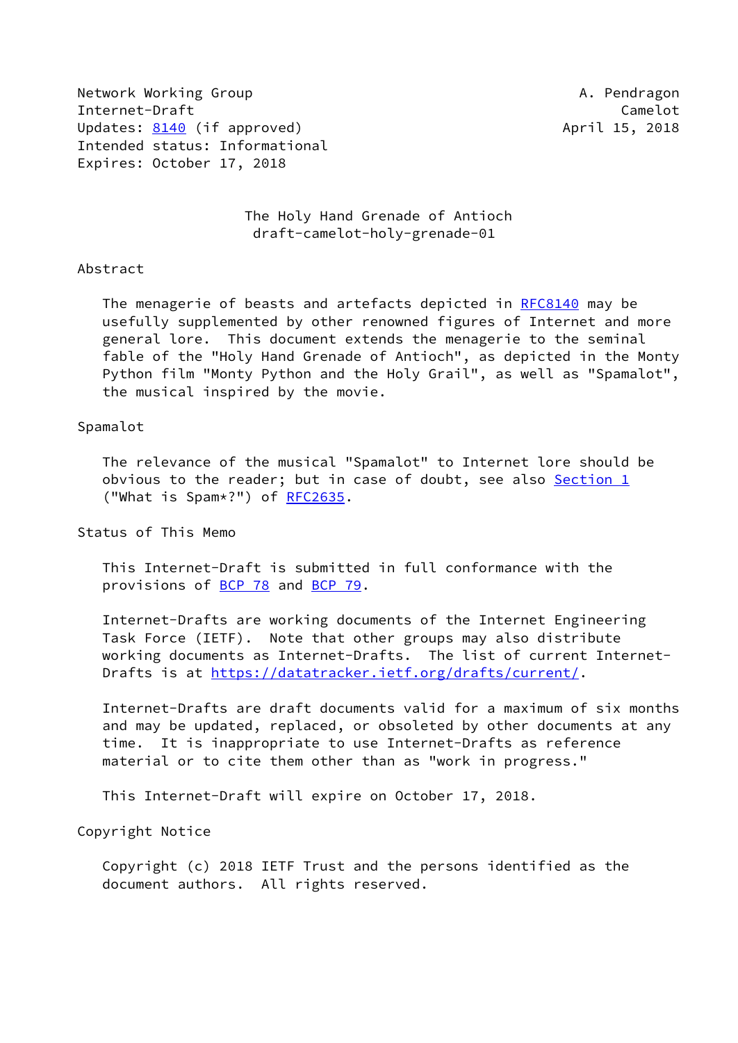Network Working Group A. Pendragon
Internet-Draft Camelot
Updates: 8140 (if approved) April 15, 2018
Intended status: Informational
Expires: October 17, 2018

# The Holy Hand Grenade of Antioch
draft-camelot-holy-grenade-01

## Abstract

The menagerie of beasts and artefacts depicted in RFC8140 may be usefully supplemented by other renowned figures of Internet and more general lore. This document extends the menagerie to the seminal fable of the "Holy Hand Grenade of Antioch", as depicted in the Monty Python film "Monty Python and the Holy Grail", as well as "Spamalot", the musical inspired by the movie.

## Spamalot

The relevance of the musical "Spamalot" to Internet lore should be obvious to the reader; but in case of doubt, see also Section 1 ("What is Spam*?") of RFC2635.

## Status of This Memo

This Internet-Draft is submitted in full conformance with the provisions of BCP 78 and BCP 79.

Internet-Drafts are working documents of the Internet Engineering Task Force (IETF). Note that other groups may also distribute working documents as Internet-Drafts. The list of current Internet-Drafts is at https://datatracker.ietf.org/drafts/current/.

Internet-Drafts are draft documents valid for a maximum of six months and may be updated, replaced, or obsoleted by other documents at any time. It is inappropriate to use Internet-Drafts as reference material or to cite them other than as "work in progress."

This Internet-Draft will expire on October 17, 2018.

## Copyright Notice

Copyright (c) 2018 IETF Trust and the persons identified as the document authors. All rights reserved.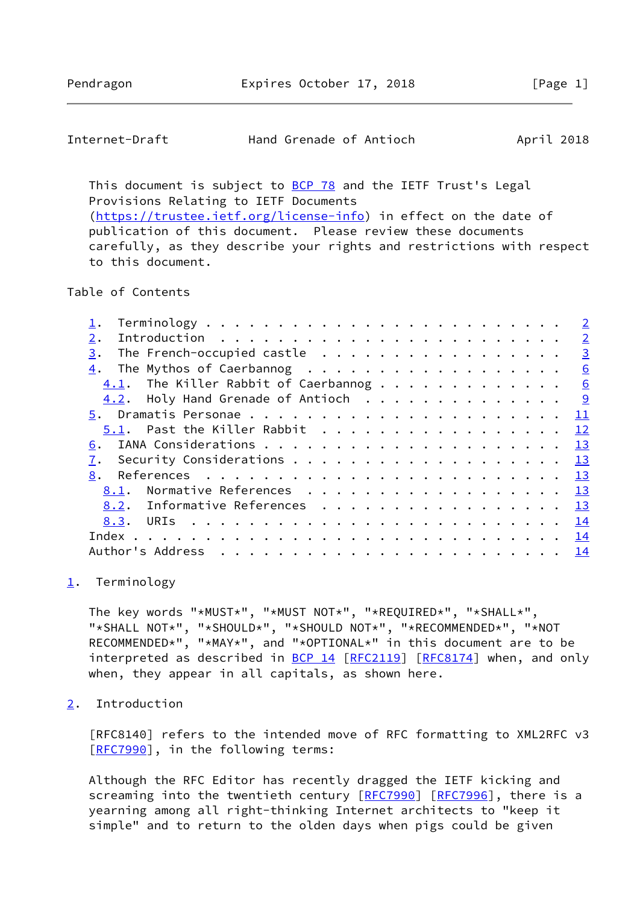This document is subject to BCP 78 and the IETF Trust's Legal Provisions Relating to IETF Documents (https://trustee.ietf.org/license-info) in effect on the date of publication of this document. Please review these documents carefully, as they describe your rights and restrictions with respect to this document.

## Table of Contents

- 1. Terminology . . . . . . . . . . . . . . . . . . . . . . . . 2
- 2. Introduction . . . . . . . . . . . . . . . . . . . . . . . 2
- 3. The French-occupied castle . . . . . . . . . . . . . . . . . 3
- 4. The Mythos of Caerbannog . . . . . . . . . . . . . . . . . . 6
  - 4.1. The Killer Rabbit of Caerbannog . . . . . . . . . . . . 6
  - 4.2. Holy Hand Grenade of Antioch . . . . . . . . . . . . . 9
- 5. Dramatis Personae . . . . . . . . . . . . . . . . . . . . . 11
  - 5.1. Past the Killer Rabbit . . . . . . . . . . . . . . . . 12
- 6. IANA Considerations . . . . . . . . . . . . . . . . . . . . 13
- 7. Security Considerations . . . . . . . . . . . . . . . . . . 13
- 8. References . . . . . . . . . . . . . . . . . . . . . . . . 13
  - 8.1. Normative References . . . . . . . . . . . . . . . . . 13
  - 8.2. Informative References . . . . . . . . . . . . . . . . 13
  - 8.3. URIs . . . . . . . . . . . . . . . . . . . . . . . . . 14
- Index . . . . . . . . . . . . . . . . . . . . . . . . . . . . 14
- Author's Address . . . . . . . . . . . . . . . . . . . . . . . 14

## 1. Terminology

The key words "*MUST*", "*MUST NOT*", "*REQUIRED*", "*SHALL*", "*SHALL NOT*", "*SHOULD*", "*SHOULD NOT*", "*RECOMMENDED*", "*NOT RECOMMENDED*", "*MAY*", and "*OPTIONAL*" in this document are to be interpreted as described in BCP 14 [RFC2119] [RFC8174] when, and only when, they appear in all capitals, as shown here.

## 2. Introduction

[RFC8140] refers to the intended move of RFC formatting to XML2RFC v3 [RFC7990], in the following terms:

Although the RFC Editor has recently dragged the IETF kicking and screaming into the twentieth century [RFC7990] [RFC7996], there is a yearning among all right-thinking Internet architects to "keep it simple" and to return to the olden days when pigs could be given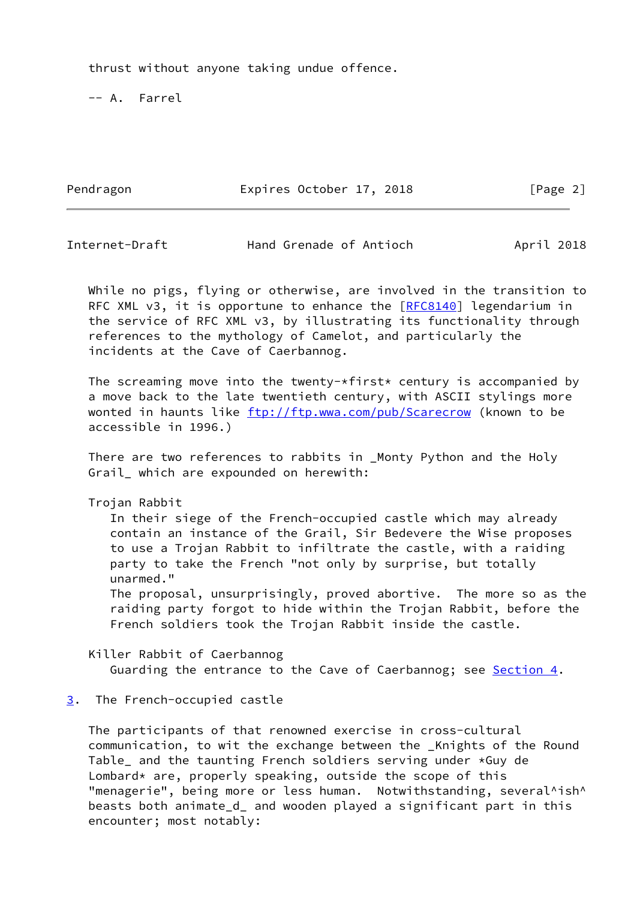thrust without anyone taking undue offence.

-- A. Farrel

While no pigs, flying or otherwise, are involved in the transition to RFC XML v3, it is opportune to enhance the [RFC8140] legendarium in the service of RFC XML v3, by illustrating its functionality through references to the mythology of Camelot, and particularly the incidents at the Cave of Caerbannog.

The screaming move into the twenty-*first* century is accompanied by a move back to the late twentieth century, with ASCII stylings more wonted in haunts like ftp://ftp.wwa.com/pub/Scarecrow (known to be accessible in 1996.)

There are two references to rabbits in _Monty Python and the Holy Grail_ which are expounded on herewith:

Trojan Rabbit
: In their siege of the French-occupied castle which may already contain an instance of the Grail, Sir Bedevere the Wise proposes to use a Trojan Rabbit to infiltrate the castle, with a raiding party to take the French "not only by surprise, but totally unarmed."
  The proposal, unsurprisingly, proved abortive. The more so as the raiding party forgot to hide within the Trojan Rabbit, before the French soldiers took the Trojan Rabbit inside the castle.

Killer Rabbit of Caerbannog
: Guarding the entrance to the Cave of Caerbannog; see Section 4.

## 3. The French-occupied castle

The participants of that renowned exercise in cross-cultural communication, to wit the exchange between the _Knights of the Round Table_ and the taunting French soldiers serving under *Guy de Lombard* are, properly speaking, outside the scope of this "menagerie", being more or less human. Notwithstanding, several^ish^ beasts both animate_d_ and wooden played a significant part in this encounter; most notably: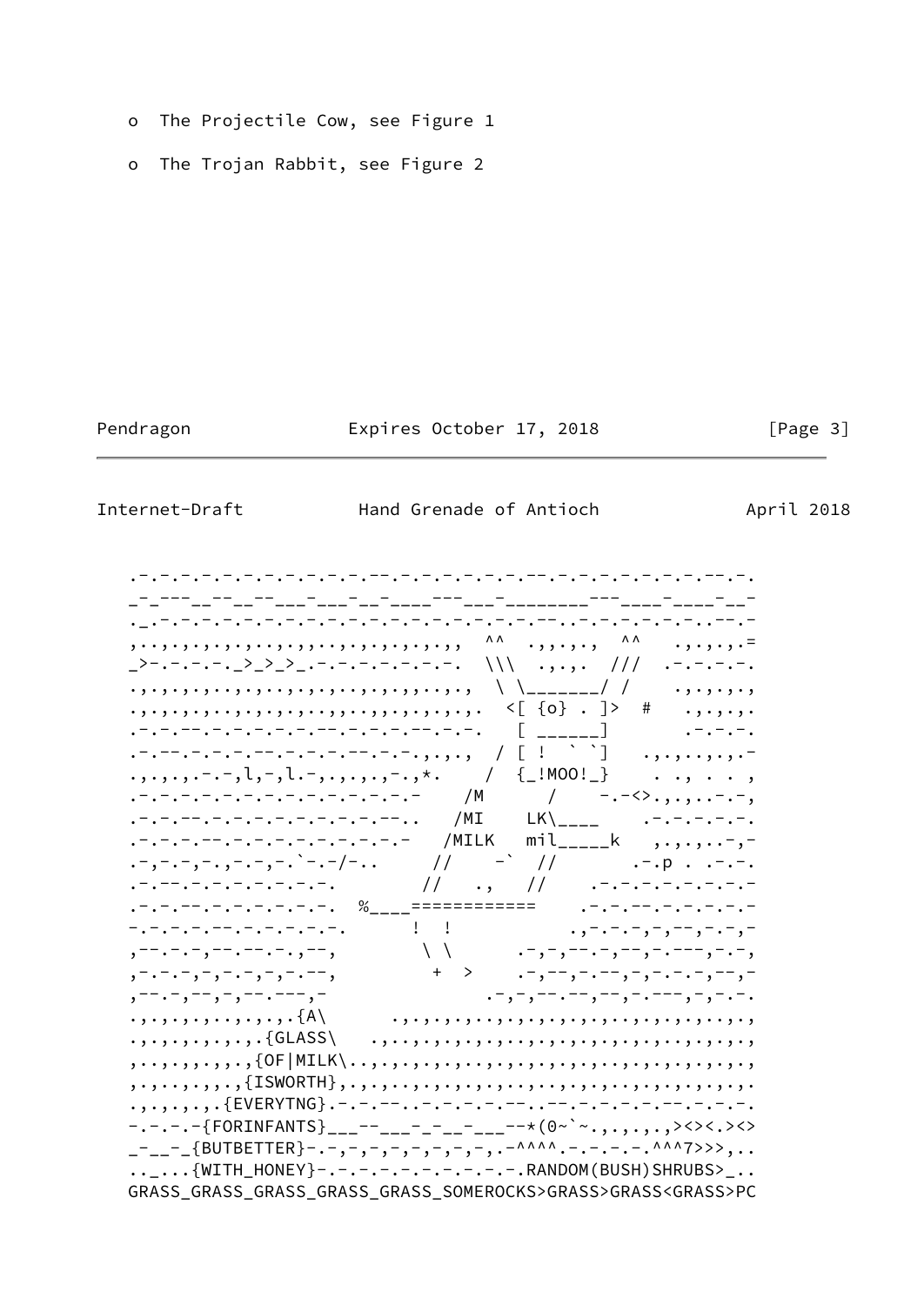o  The Projectile Cow, see Figure 1

o  The Trojan Rabbit, see Figure 2

```
   .-.-.-.-.-.-.-.-.-.-.-.--.-.-.-.-.-.-.--.-.-.-.-.-.-.-.--.-.
   _-_---__--__--___-___-__-____---___-________---____-____-__-
   ._.-.-.-.-.-.-.-.-.-.-.-.-.-.-.-.-.-.-.--..-.-.-.-.-.-.-.--.-
   ,..,.,.,.,.,..,.,,..,.,.,.,.,.,,  ^^  .,,.,.,  ^^   .,.,.,.=
   _>-.-.-.-._>_>_>_.-.-.-.-.-.-.-.  \\\  .,.,.  ///  .-.-.-.-.
   .,.,.,.,..,.,..,.,.,..,.,.,,..,.,  \ \_______/ /    .,.,.,.,
   .,.,.,.,..,.,.,.,.,..,.,.,.,.,.,.  <[ {o} . ]>  #   .,.,.,.
   .-.-.--.-.-.-.-.-.--.-.-.-.--.-.-.   [ ______]      .-.-.-.
   .-.--.-.-.-.--.-.-.-.--.-.-.,.,.,  / [ !  ` `]   .,.,..,.,.-
   .,.,.,.-.-,l,-,l.-,.,.,.,-.,*.    /  {_!MOO!_}    . ., . . ,
   .-.-.-.-.-.-.-.-.-.-.-.-.-.-    /M      /    -.-<>.,.,..-.-,
   .-.-.--.-.-.-.-.-.-.-.-.--..   /MI    LK\____    .-.-.-.-.-.
   .-.-.-.--.-.-.-.-.-.-.-.-.-   /MILK   mil_____k   ,.,.,..-,-
   .-,-.-,-.,-.-,-.`-.-/-..     //    -`  //       .-.p . .-.-.
   .-.--.-.-.-.-.-.-.-.        //   .,   //    .-.-.-.-.-.-.-.-
   .-.-.--.-.-.-.-.-.-.  %____===========    .-.-.--.-.-.-.-.-
   -.-.-.-.--.-.-.-.-.-.      !  !          .,-.-.-,-,--,-.-,-
   ,--.-.-,--.--.-.,--,        \ \      .-,-,--.-,--,-.---,-.-,
   ,-.-.-,-,-.-,-,-.--,         +  >    .-,--,-.--,-,-.-.-,--,-
   ,--.-,--,-,--.---,-                .-,-,--.--,--,-.---,-,-.-.
   .,.,.,.,..,.,.,.{A\      .,.,.,.,..,.,.,.,.,.,.,..,.,.,..,.,
   .,.,.,.,.,.,.{GLASS\   .,..,.,.,.,.,..,.,.,.,.,.,.,..,.,.,.,
   ,..,.,.,.,.,{OF|MILK\..,.,.,.,.,.,.,.,..,.,.,.,.,.,.,.,.,.,.,
   ,.,..,.,.,.{ISWORTH},.,.,.,..,.,.,.,.,.,..,.,.,.,..,.,.,.,.,.
   .,.,.,.,.{EVERYTNG}.-.-.--..-.-.-.-.-.--..--.-.-.-.-.--.-.-.-.
   -.-.-.-{FORINFANTS}___--___-_-__-___--*(0~`~.,.,.,.,><><.><>
   _-__-_{BUTBETTER}-.-,-,-,-,-,-,-,-,-,.-^^^^.-.-.-.-.^^^7>>>,..
   .._...{WITH_HONEY}-.-.-.-.-.-.-.-.-.-.RANDOM(BUSH)SHRUBS>_..
   GRASS_GRASS_GRASS_GRASS_GRASS_SOMEROCKS>GRASS>GRASS<GRASS>PC
```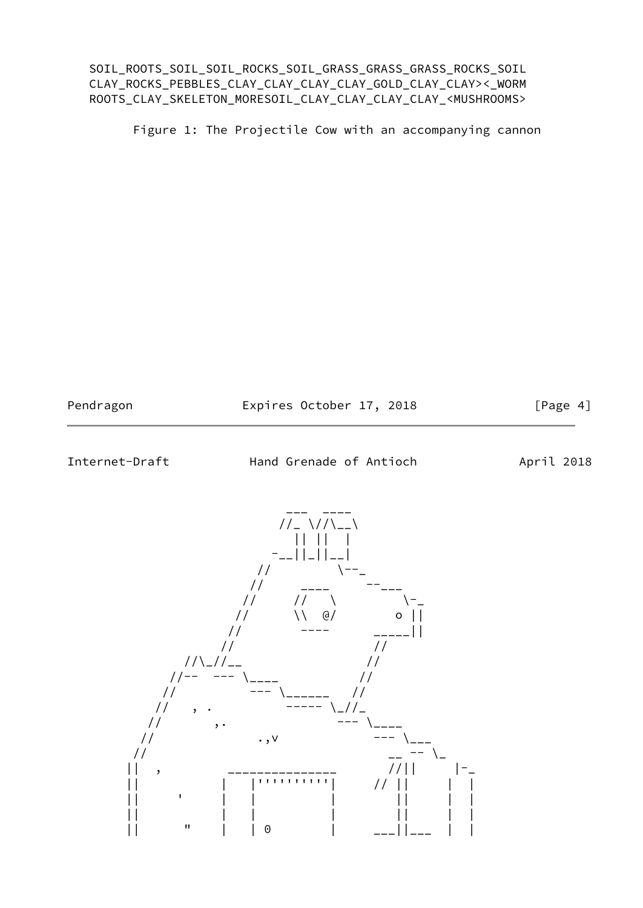```
   SOIL_ROOTS_SOIL_SOIL_ROCKS_SOIL_GRASS_GRASS_GRASS_ROCKS_SOIL
   CLAY_ROCKS_PEBBLES_CLAY_CLAY_CLAY_CLAY_GOLD_CLAY_CLAY><_WORM
   ROOTS_CLAY_SKELETON_MORESOIL_CLAY_CLAY_CLAY_CLAY_<MUSHROOMS>
```

Figure 1: The Projectile Cow with an accompanying cannon

```
                             ___  ____
                            //_ \//\__\
                              || ||  |
                            -__||_||__|
                          //         \--_
                         //     ____     --___
                        //     //   \         \-_
                       //      \\  @/        o ||
                      //        ----      _____||
                     //                   //
                //\_//__                 //
              //--  --- \____           //
             //          --- \______   //
            //   , .          ----- \_//_
           //       ,.              --- \____
          //             .,v            --- \___
         //                                __ -- \_
        ||  ,         _______________      //||     |-_
        ||          |   |''''''''''|     // ||     |  |
        ||     '    |   |          |        ||     |  |
        ||          |   |          |        ||     |  |
        ||      "   |   | 0        |     ___||___  |  |
```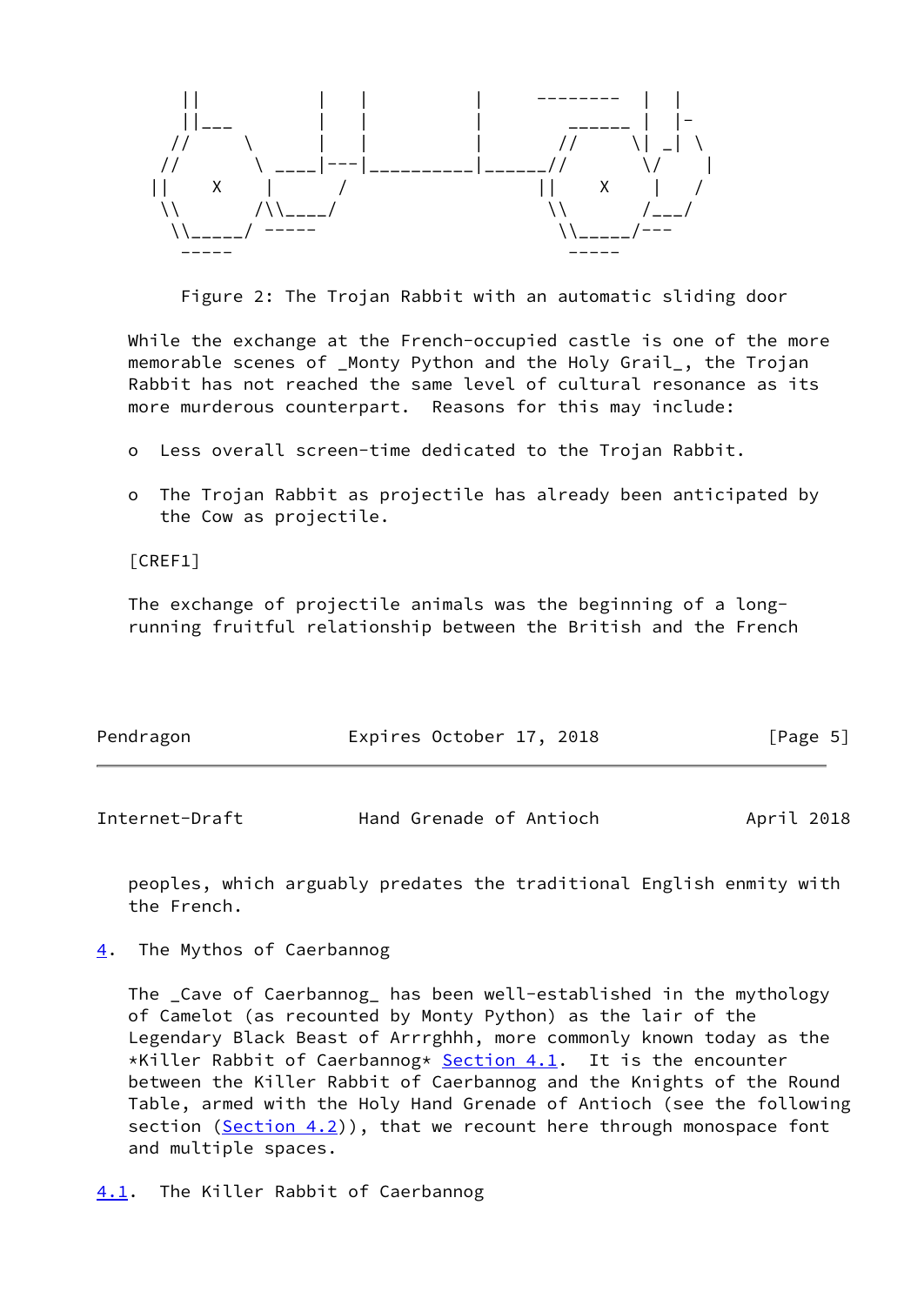```
     ||           |   |          |     --------  |  |
     ||___        |   |          |        ______ |  |-
    //     \      |   |          |      //     \| _| \
   //       \ ____|---|__________|______//       \/    |
  ||    X    |       /                 ||    X    |   /
   \\       /\\____/                    \\       /___/
    \\_____/ -----                       \\_____/---
     -----                                -----
```

Figure 2: The Trojan Rabbit with an automatic sliding door

While the exchange at the French-occupied castle is one of the more memorable scenes of _Monty Python and the Holy Grail_, the Trojan Rabbit has not reached the same level of cultural resonance as its more murderous counterpart. Reasons for this may include:

o Less overall screen-time dedicated to the Trojan Rabbit.

o The Trojan Rabbit as projectile has already been anticipated by the Cow as projectile.

[CREF1]

The exchange of projectile animals was the beginning of a long-running fruitful relationship between the British and the French peoples, which arguably predates the traditional English enmity with the French.

## 4. The Mythos of Caerbannog

The _Cave of Caerbannog_ has been well-established in the mythology of Camelot (as recounted by Monty Python) as the lair of the Legendary Black Beast of Arrrghhh, more commonly known today as the *Killer Rabbit of Caerbannog* Section 4.1. It is the encounter between the Killer Rabbit of Caerbannog and the Knights of the Round Table, armed with the Holy Hand Grenade of Antioch (see the following section (Section 4.2)), that we recount here through monospace font and multiple spaces.

### 4.1. The Killer Rabbit of Caerbannog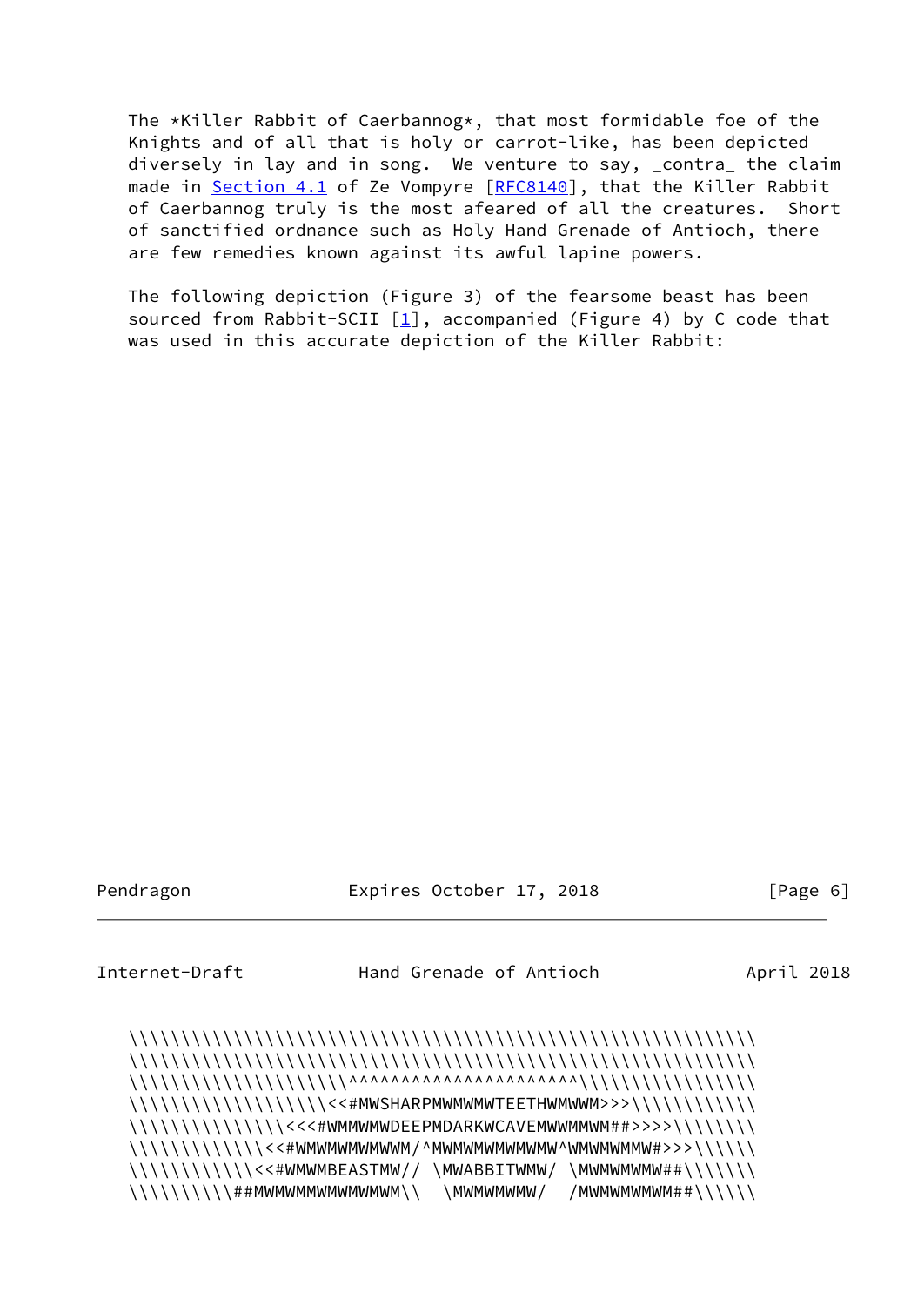The *Killer Rabbit of Caerbannog*, that most formidable foe of the Knights and of all that is holy or carrot-like, has been depicted diversely in lay and in song. We venture to say, _contra_ the claim made in Section 4.1 of Ze Vompyre [RFC8140], that the Killer Rabbit of Caerbannog truly is the most afeared of all the creatures. Short of sanctified ordnance such as Holy Hand Grenade of Antioch, there are few remedies known against its awful lapine powers.

The following depiction (Figure 3) of the fearsome beast has been sourced from Rabbit-SCII [1], accompanied (Figure 4) by C code that was used in this accurate depiction of the Killer Rabbit:

```
\\\\\\\\\\\\\\\\\\\\\\\\\\\\\\\\\\\\\\\\\\\\\\\\\\\\\\\\\\\\\\
\\\\\\\\\\\\\\\\\\\\\\\\\\\\\\\\\\\\\\\\\\\\\\\\\\\\\\\\\\\\\\
\\\\\\\\\\\\\\\\\\\\\^^^^^^^^^^^^^^^^^^^^^^\\\\\\\\\\\\\\\\\
\\\\\\\\\\\\\\\\\\\<<#MWSHARPMWMWMWTEETHWMWWM>>>\\\\\\\\\\\\
\\\\\\\\\\\\\\\<<<#WMMWMWDEEPMDARKWCAVEMWWMMWM##>>>>\\\\\\\
\\\\\\\\\\\\\<<#WMWMWMWMWWM/^MWMWMWMWMWMW^WMWMWMMW#>>>\\\\\\
\\\\\\\\\\\<<#WMWMBEASTMW// \MWABBITWMW/ \MWMWMWMW##\\\\\\
\\\\\\\\\\##MWMWMMWMWMWMWM\\  \MWMWMWMW/  /MWMWMWMWM##\\\\\\
```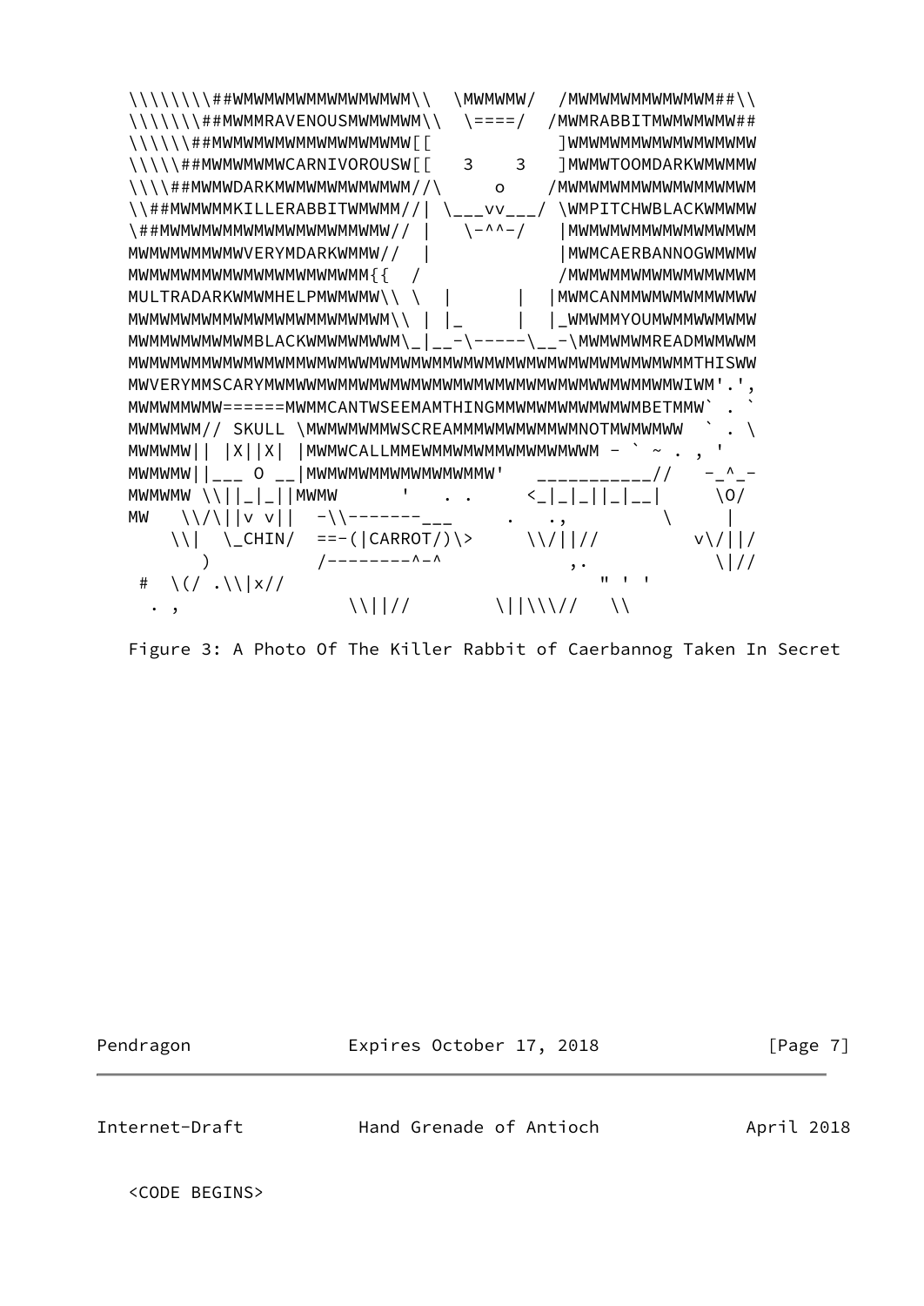```
\\\\\\\##WMWMWMWMMWMWMWMWM\\  \MWMWMW/  /MWMWMWMMWMWMWM##\\
\\\\\\##MWMMRAVENOUSMWMWMWM\\  \====/  /MWMRABBITMWMWMWMW##
\\\\\##MWMWMWMWMMWMWMWMWMW[[           ]WMWMWMWMWMWMWMWMWMW
\\\\##MWMWMWMWCARNIVOROUSW[[   3    3   ]MWMWTOOMDARKWMWMMW
\\\##MWMWDARKMWMWMWMWMWMWM//\     o    /MWMWMWMWMWMWMWMWMWM
\\##MWMWMMKILLERABBITWMWMM//| \___vv___/ \WMPITCHWBLACKWMWMW
\##MWMWMWMWMWMWMWMWMWMWMW// |   \-^^-/   |MWMWMWMWMWMWMWMWMW
MWMWMWMWMWVERYMDARKWMMW//  |             |MWMCAERBANNOGWMWMW
MWMWMWMWMWMWMWMWMWMWMWM{{  /             /MWMWMWMWMWMWMWMWMW
MULTRADARKWMWMHELPMWMWMW\\ \  |       |  |MWMCANMMWMWMWMWMWW
MWMWMWMWMWMWMWMWMWMWMWMWM\\ | |_      |  |_WMWMMYOUMWMMWWMWMW
MWMMWMWMWMWMBLACKWMWMWMWWM\_|__-\-----\__-\MWMWMWMREADMWMWWM
MWMWMWMMWMWMWMWMMWMWMWMWMWMWMMWMWMWMWMWMWMWMWMWMWMWMWMMTHISWW
MWVERYMMSCARYMWMWWMWMMWMWMWMWMWMWMWMWMWMWMWMWMWMWMWMWMWIWM'.',
MWMWMMWMW======MWMMCANTWSEEMAMTHINGMMWMWMWMWMWMWMBETMMW` . `
MWMWMWM// SKULL \MWMWMWMMWSCREAMMMWMWMWMMWMNOTMWMWMWW  ` . \
MWMWMW|| |X||X| |MWMWCALLMMEWMMWMWMMWMWMWMWWM - ` ~ . , '
MWMWMW||___ O __|MWMWMWMMWMWMWMWMMW'   ___________//   -_^_-
MWMWMW \\||_|_||MWMW      '   . .     <_|_|_||_|__|     \O/
MW   \\/\||v v||  -\\-------___      .   .,         \     |
    \\|  \_CHIN/  ==-(|CARROT/)\>     \\/||//         v\/||/
      )          /--------^-^           ,.             \|//
 #  \(/ .\\|x//                        " ' '
  . ,              \\||//        \||\\\//   \\
```

Figure 3: A Photo Of The Killer Rabbit of Caerbannog Taken In Secret

<CODE BEGINS>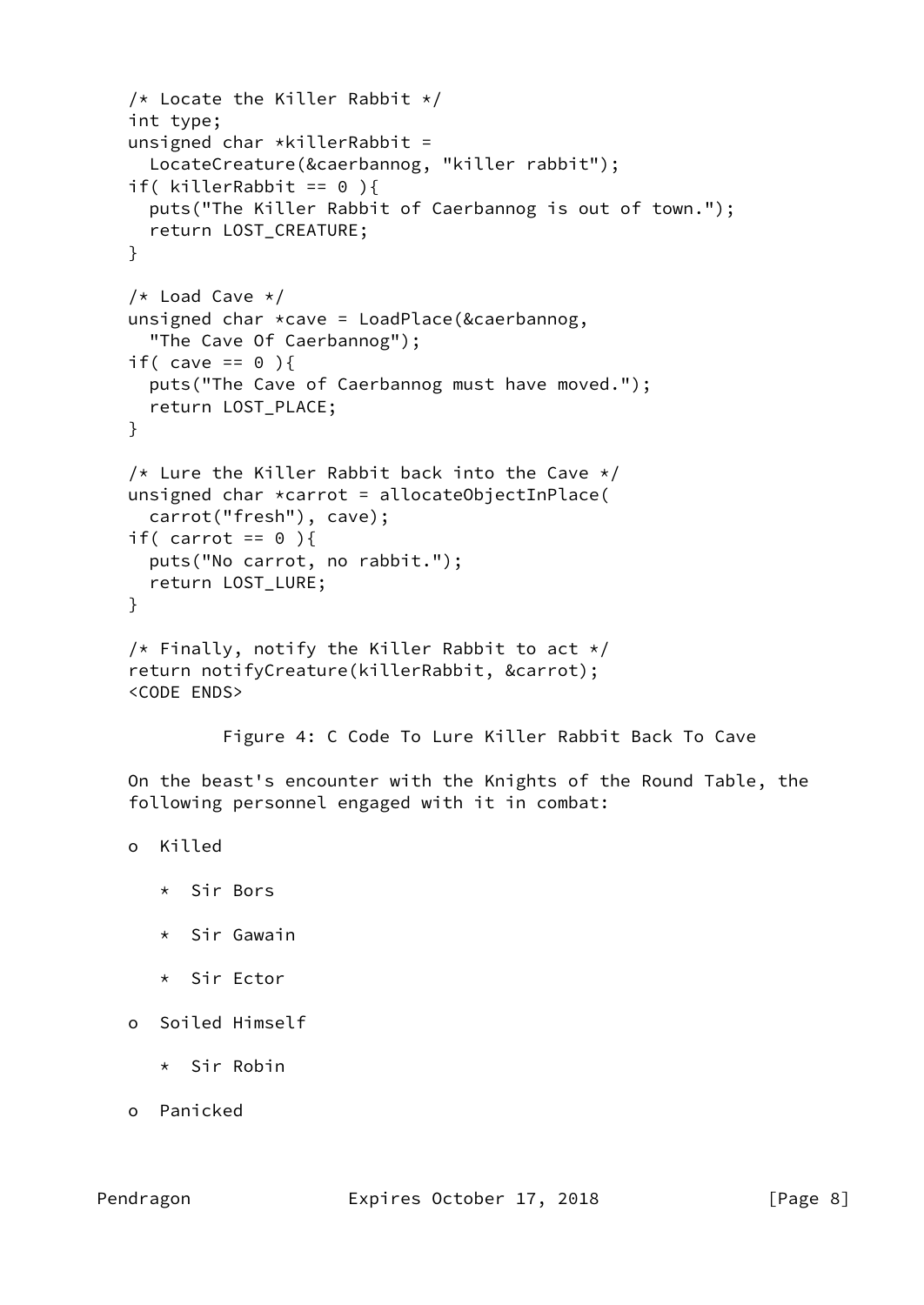```
/* Locate the Killer Rabbit */
int type;
unsigned char *killerRabbit =
  LocateCreature(&caerbannog, "killer rabbit");
if( killerRabbit == 0 ){
  puts("The Killer Rabbit of Caerbannog is out of town.");
  return LOST_CREATURE;
}

/* Load Cave */
unsigned char *cave = LoadPlace(&caerbannog,
  "The Cave Of Caerbannog");
if( cave == 0 ){
  puts("The Cave of Caerbannog must have moved.");
  return LOST_PLACE;
}

/* Lure the Killer Rabbit back into the Cave */
unsigned char *carrot = allocateObjectInPlace(
  carrot("fresh"), cave);
if( carrot == 0 ){
  puts("No carrot, no rabbit.");
  return LOST_LURE;
}

/* Finally, notify the Killer Rabbit to act */
return notifyCreature(killerRabbit, &carrot);
<CODE ENDS>
```

Figure 4: C Code To Lure Killer Rabbit Back To Cave

On the beast's encounter with the Knights of the Round Table, the following personnel engaged with it in combat:

- Killed
  - Sir Bors
  - Sir Gawain
  - Sir Ector
- Soiled Himself
  - Sir Robin
- Panicked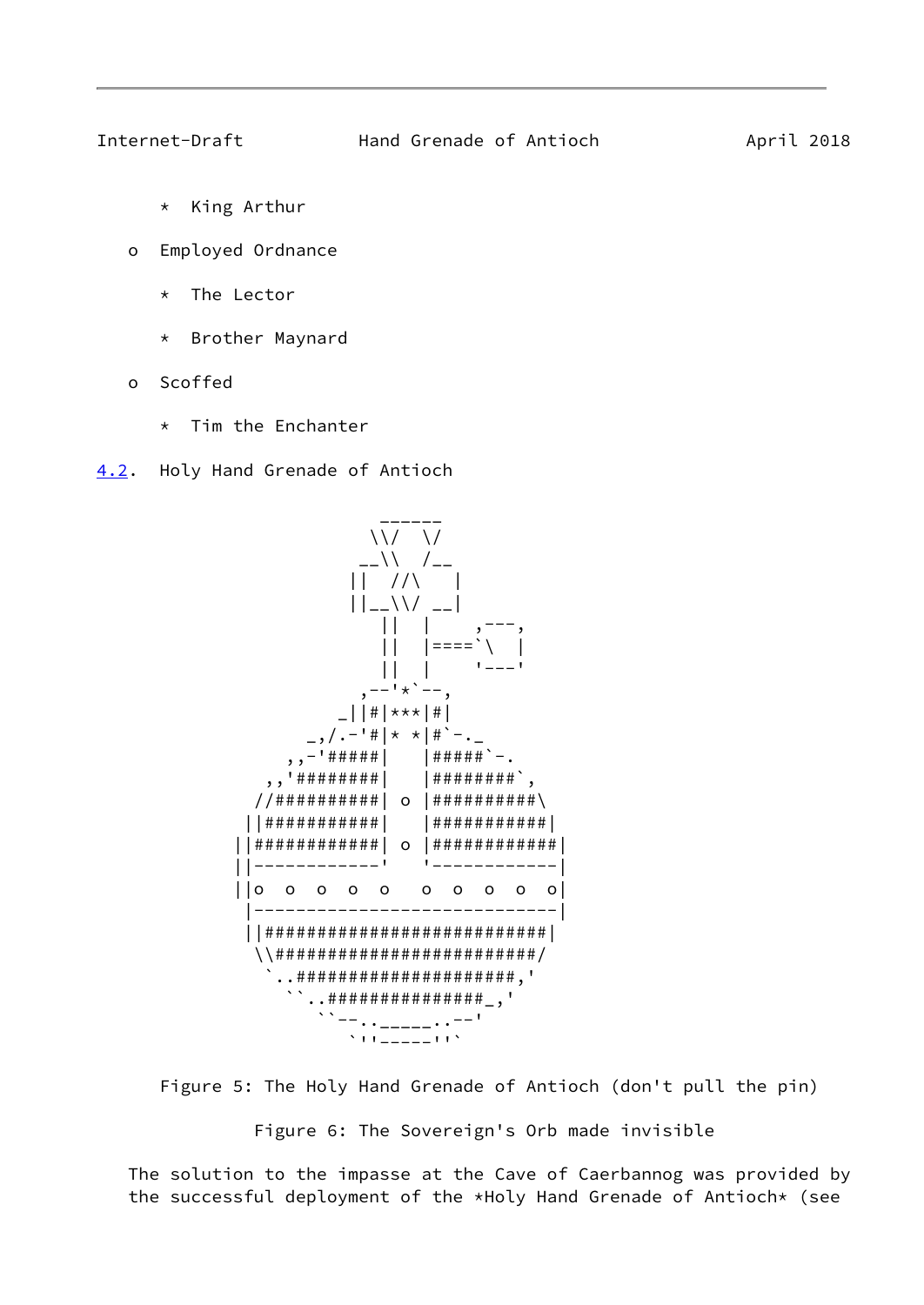* King Arthur

- Employed Ordnance

   * The Lector

   * Brother Maynard

- Scoffed

   * Tim the Enchanter

### 4.2. Holy Hand Grenade of Antioch

```
                         ______
                        \\/  \/
                       __\\  /__
                      ||  //\   |
                      ||__\\/ __|
                         ||  |    ,---,
                         ||  |====`\  |
                         ||  |    '---'
                       ,--'*`--,
                     _||#|***|#|
                  _,/.-'#|* *|#`-._
                ,,-'#####|   |#####`-.
              ,,'########|   |########`,
             //##########| o |##########\
            ||###########|   |###########|
           ||############| o |############|
           ||------------'   '------------|
           ||o  o  o  o  o   o  o  o  o  o|
            |-----------------------------|
            ||###########################|
             \\#########################/
              `..####################,'
                ``..###############_,'
                   ``--.._____..--'
                      `''-----''`
```

Figure 5: The Holy Hand Grenade of Antioch (don't pull the pin)

Figure 6: The Sovereign's Orb made invisible

The solution to the impasse at the Cave of Caerbannog was provided by the successful deployment of the *Holy Hand Grenade of Antioch* (see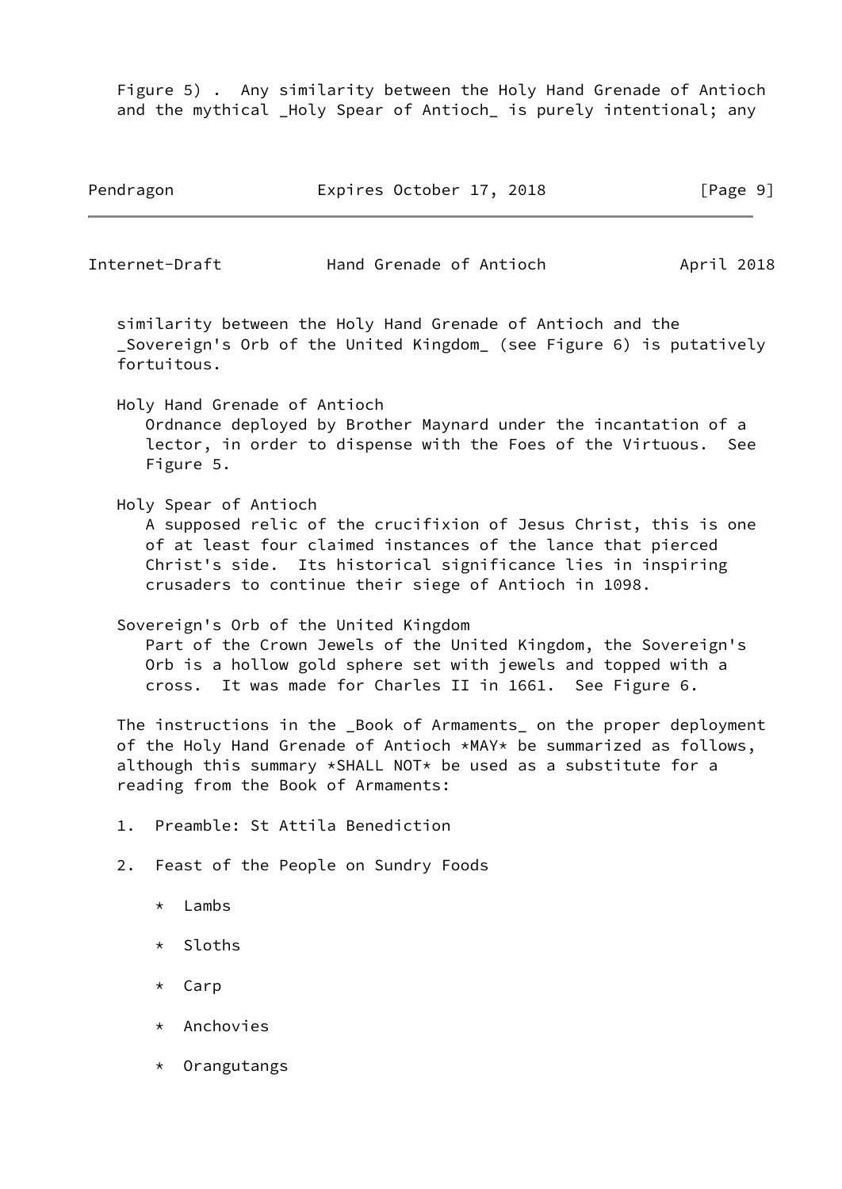Figure 5) . Any similarity between the Holy Hand Grenade of Antioch and the mythical _Holy Spear of Antioch_ is purely intentional; any similarity between the Holy Hand Grenade of Antioch and the _Sovereign's Orb of the United Kingdom_ (see Figure 6) is putatively fortuitous.

Holy Hand Grenade of Antioch
: Ordnance deployed by Brother Maynard under the incantation of a lector, in order to dispense with the Foes of the Virtuous. See Figure 5.

Holy Spear of Antioch
: A supposed relic of the crucifixion of Jesus Christ, this is one of at least four claimed instances of the lance that pierced Christ's side. Its historical significance lies in inspiring crusaders to continue their siege of Antioch in 1098.

Sovereign's Orb of the United Kingdom
: Part of the Crown Jewels of the United Kingdom, the Sovereign's Orb is a hollow gold sphere set with jewels and topped with a cross. It was made for Charles II in 1661. See Figure 6.

The instructions in the _Book of Armaments_ on the proper deployment of the Holy Hand Grenade of Antioch *MAY* be summarized as follows, although this summary *SHALL NOT* be used as a substitute for a reading from the Book of Armaments:

1. Preamble: St Attila Benediction

2. Feast of the People on Sundry Foods

    * Lambs

    * Sloths

    * Carp

    * Anchovies

    * Orangutangs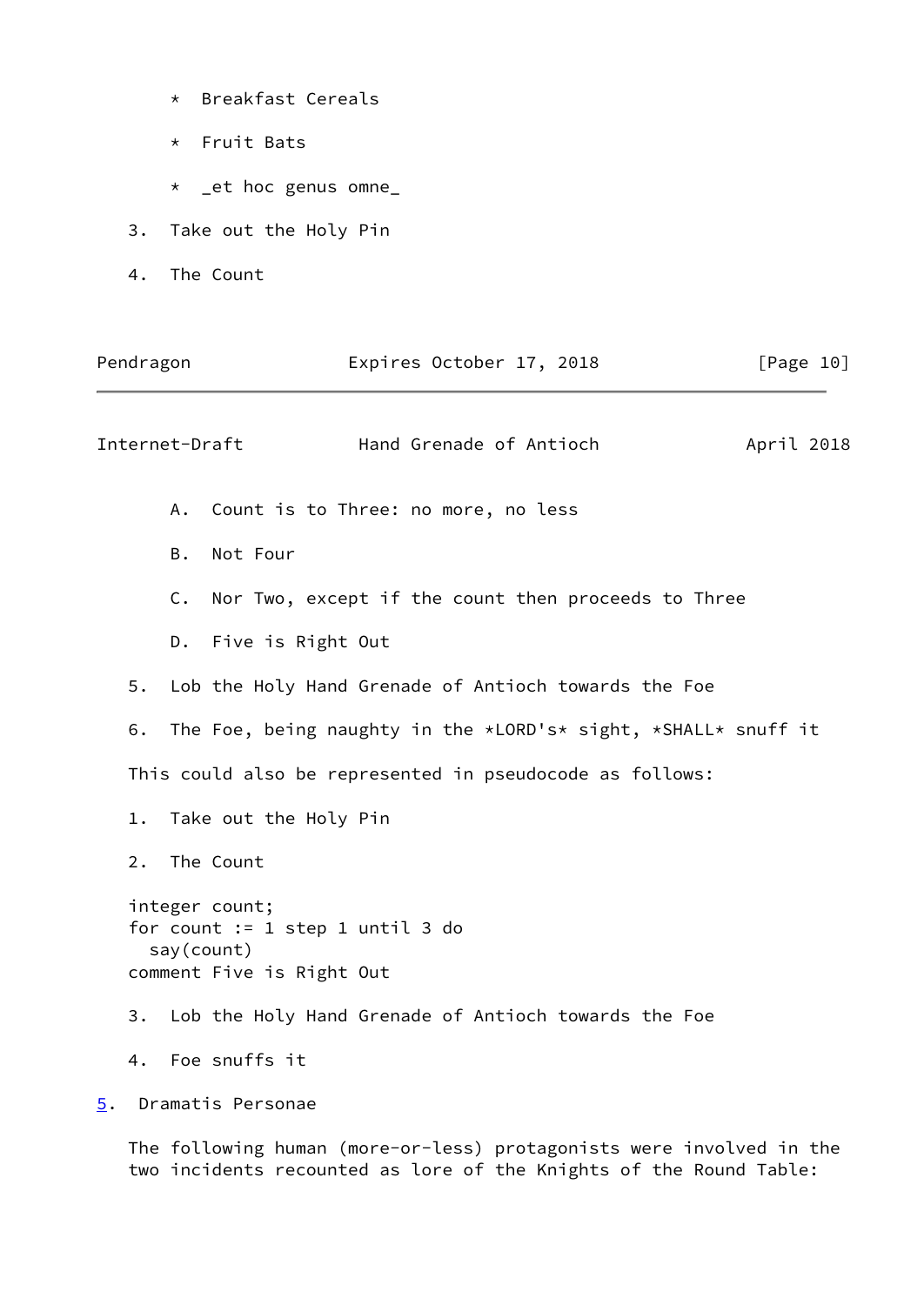* Breakfast Cereals

      * Fruit Bats

      * _et hoc genus omne_

3. Take out the Holy Pin

4. The Count

   A. Count is to Three: no more, no less

   B. Not Four

   C. Nor Two, except if the count then proceeds to Three

   D. Five is Right Out

5. Lob the Holy Hand Grenade of Antioch towards the Foe

6. The Foe, being naughty in the *LORD's* sight, *SHALL* snuff it

This could also be represented in pseudocode as follows:

1. Take out the Holy Pin

2. The Count

```
integer count;
for count := 1 step 1 until 3 do
  say(count)
comment Five is Right Out
```

3. Lob the Holy Hand Grenade of Antioch towards the Foe

4. Foe snuffs it

## 5. Dramatis Personae

The following human (more-or-less) protagonists were involved in the two incidents recounted as lore of the Knights of the Round Table: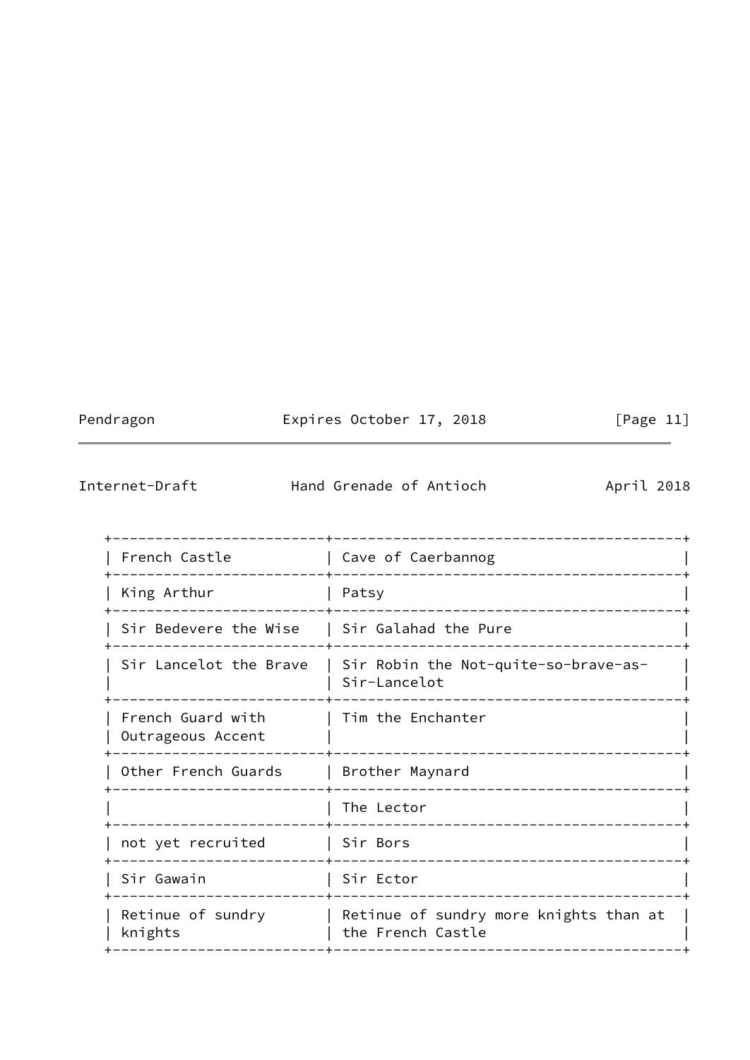| French Castle | Cave of Caerbannog |
| --- | --- |
| King Arthur | Patsy |
| Sir Bedevere the Wise | Sir Galahad the Pure |
| Sir Lancelot the Brave | Sir Robin the Not-quite-so-brave-as-Sir-Lancelot |
| French Guard with Outrageous Accent | Tim the Enchanter |
| Other French Guards | Brother Maynard |
| | The Lector |
| not yet recruited | Sir Bors |
| Sir Gawain | Sir Ector |
| Retinue of sundry knights | Retinue of sundry more knights than at the French Castle |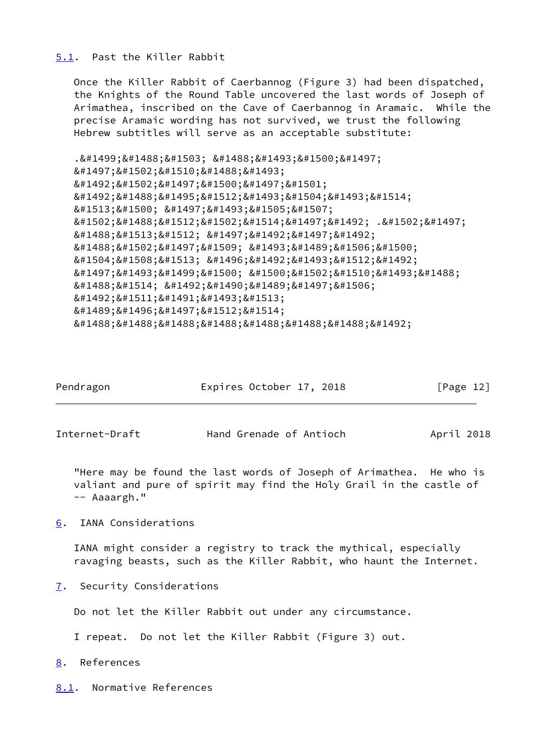## 5.1. Past the Killer Rabbit

Once the Killer Rabbit of Caerbannog (Figure 3) had been dispatched, the Knights of the Round Table uncovered the last words of Joseph of Arimathea, inscribed on the Cave of Caerbannog in Aramaic. While the precise Aramaic wording has not survived, we trust the following Hebrew subtitles will serve as an acceptable substitute:

```
.&#1499;&#1488;&#1503; &#1488;&#1493;&#1500;&#1497;
&#1497;&#1502;&#1510;&#1488;&#1493;
&#1492;&#1502;&#1497;&#1500;&#1497;&#1501;
&#1492;&#1488;&#1495;&#1512;&#1493;&#1504;&#1493;&#1514;
&#1513;&#1500; &#1497;&#1493;&#1505;&#1507;
&#1502;&#1488;&#1512;&#1502;&#1514;&#1497;&#1492; .&#1502;&#1497;
&#1488;&#1513;&#1512; &#1497;&#1492;&#1497;&#1492;
&#1488;&#1502;&#1497;&#1509; &#1493;&#1489;&#1506;&#1500;
&#1504;&#1508;&#1513; &#1496;&#1492;&#1493;&#1512;&#1492;
&#1497;&#1493;&#1499;&#1500; &#1500;&#1502;&#1510;&#1493;&#1488;
&#1488;&#1514; &#1492;&#1490;&#1489;&#1497;&#1506;
&#1492;&#1511;&#1491;&#1493;&#1513;
&#1489;&#1496;&#1497;&#1512;&#1514;
&#1488;&#1488;&#1488;&#1488;&#1488;&#1488;&#1488;&#1492;
```

"Here may be found the last words of Joseph of Arimathea. He who is valiant and pure of spirit may find the Holy Grail in the castle of -- Aaaargh."

## 6. IANA Considerations

IANA might consider a registry to track the mythical, especially ravaging beasts, such as the Killer Rabbit, who haunt the Internet.

## 7. Security Considerations

Do not let the Killer Rabbit out under any circumstance.

I repeat. Do not let the Killer Rabbit (Figure 3) out.

## 8. References

### 8.1. Normative References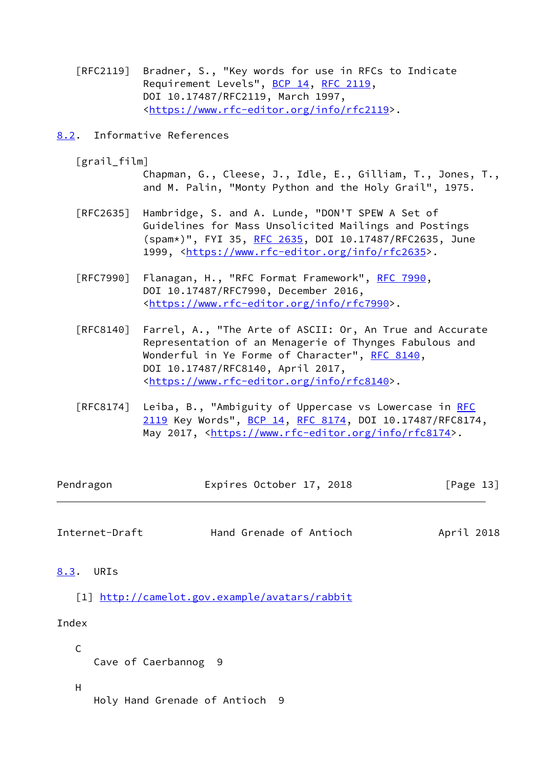[RFC2119] Bradner, S., "Key words for use in RFCs to Indicate Requirement Levels", BCP 14, RFC 2119, DOI 10.17487/RFC2119, March 1997, <https://www.rfc-editor.org/info/rfc2119>.

## 8.2. Informative References

[grail_film] Chapman, G., Cleese, J., Idle, E., Gilliam, T., Jones, T., and M. Palin, "Monty Python and the Holy Grail", 1975.

[RFC2635] Hambridge, S. and A. Lunde, "DON'T SPEW A Set of Guidelines for Mass Unsolicited Mailings and Postings (spam*)", FYI 35, RFC 2635, DOI 10.17487/RFC2635, June 1999, <https://www.rfc-editor.org/info/rfc2635>.

[RFC7990] Flanagan, H., "RFC Format Framework", RFC 7990, DOI 10.17487/RFC7990, December 2016, <https://www.rfc-editor.org/info/rfc7990>.

[RFC8140] Farrel, A., "The Arte of ASCII: Or, An True and Accurate Representation of an Menagerie of Thynges Fabulous and Wonderful in Ye Forme of Character", RFC 8140, DOI 10.17487/RFC8140, April 2017, <https://www.rfc-editor.org/info/rfc8140>.

[RFC8174] Leiba, B., "Ambiguity of Uppercase vs Lowercase in RFC 2119 Key Words", BCP 14, RFC 8174, DOI 10.17487/RFC8174, May 2017, <https://www.rfc-editor.org/info/rfc8174>.

## 8.3. URIs

[1] http://camelot.gov.example/avatars/rabbit

# Index

C

Cave of Caerbannog 9

H

Holy Hand Grenade of Antioch 9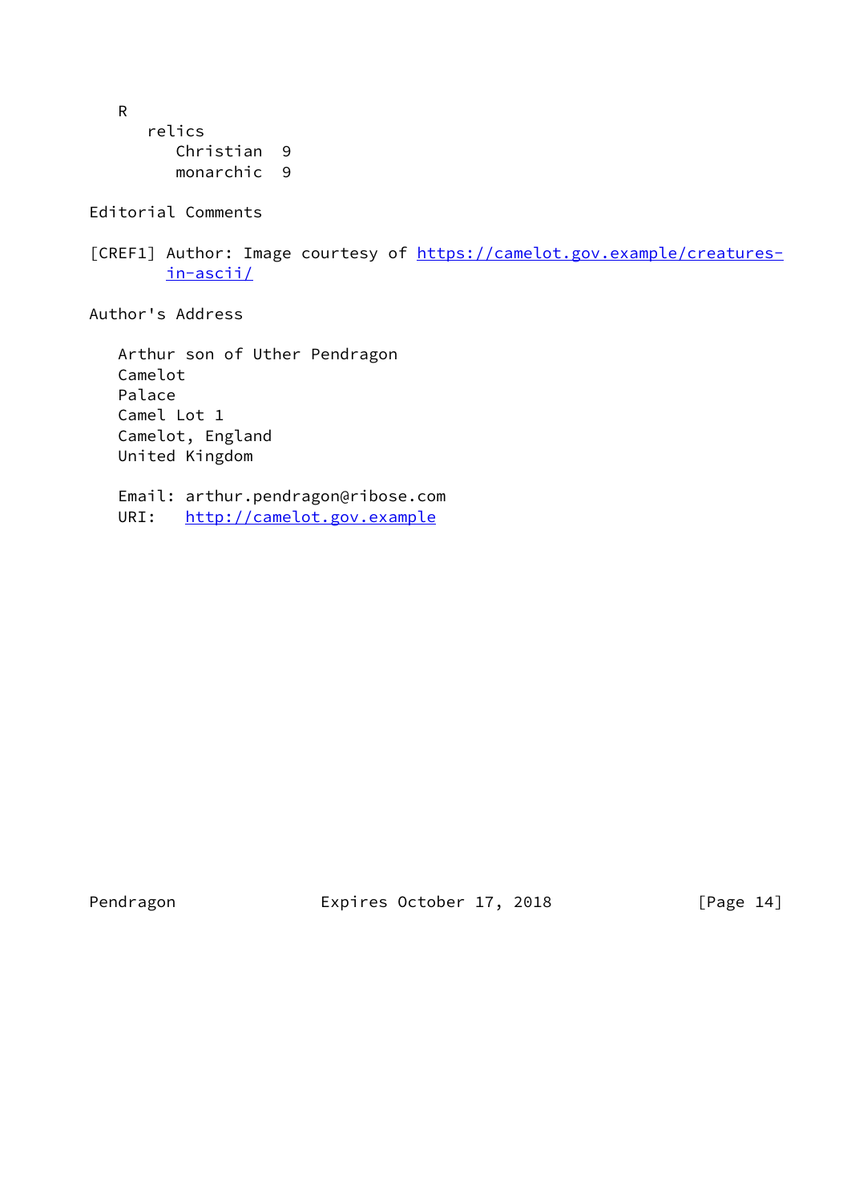R

relics

Christian 9

monarchic 9

## Editorial Comments

[CREF1] Author: Image courtesy of https://camelot.gov.example/creatures-in-ascii/

## Author's Address

Arthur son of Uther Pendragon
Camelot
Palace
Camel Lot 1
Camelot, England
United Kingdom

Email: arthur.pendragon@ribose.com
URI: http://camelot.gov.example